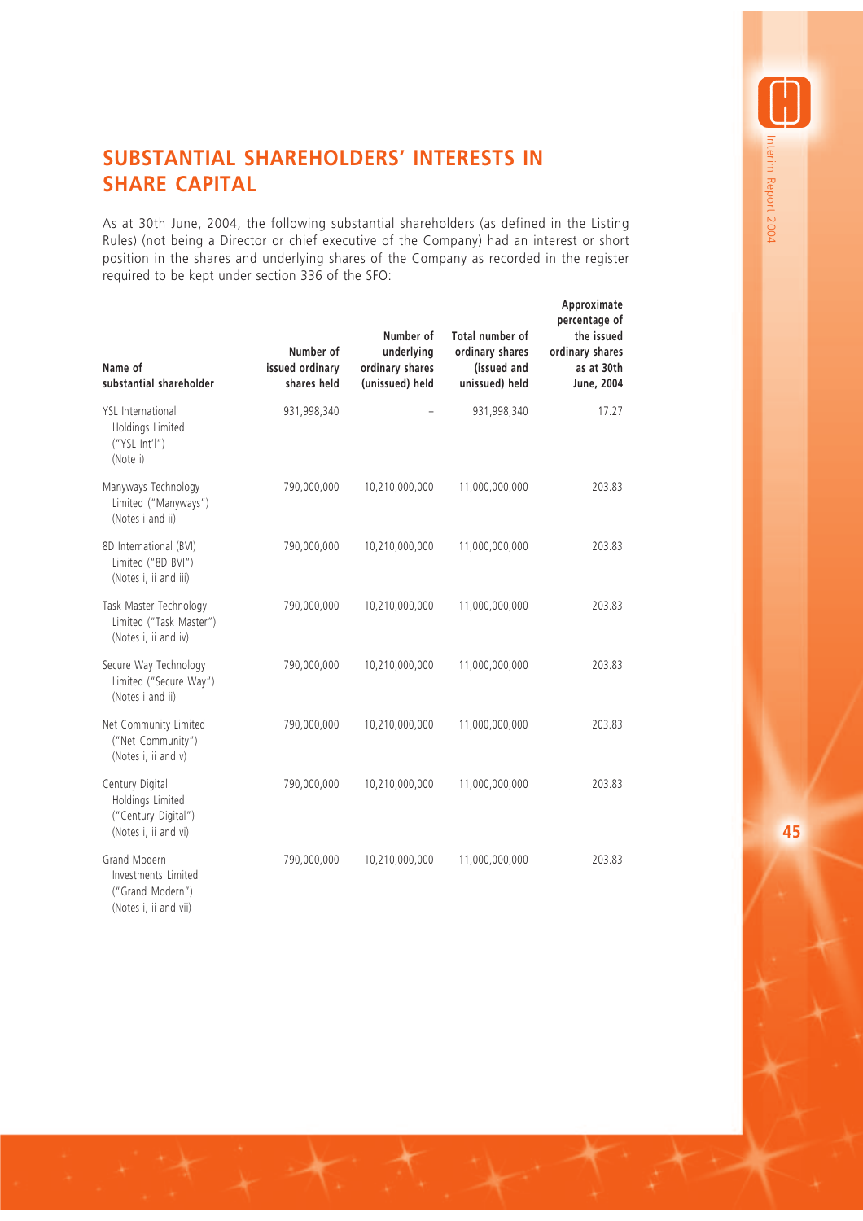## SUBSTANTIAL SHAREHOLDERS' INTERESTS IN SHARE CAPITAL

As at 30th June, 2004, the following substantial shareholders (as defined in the Listing Rules) (not being a Director or chief executive of the Company) had an interest or short position in the shares and underlying shares of the Company as recorded in the register required to be kept under section 336 of the SFO:

| Name of substantial shareholder | Number of issued ordinary shares held | Number of underlying ordinary shares (unissued) held | Total number of ordinary shares (issued and unissued) held | Approximate percentage of the issued ordinary shares as at 30th June, 2004 |
|---|---|---|---|---|
| YSL International Holdings Limited ("YSL Int'l") (Note i) | 931,998,340 | – | 931,998,340 | 17.27 |
| Manyways Technology Limited ("Manyways") (Notes i and ii) | 790,000,000 | 10,210,000,000 | 11,000,000,000 | 203.83 |
| 8D International (BVI) Limited ("8D BVI") (Notes i, ii and iii) | 790,000,000 | 10,210,000,000 | 11,000,000,000 | 203.83 |
| Task Master Technology Limited ("Task Master") (Notes i, ii and iv) | 790,000,000 | 10,210,000,000 | 11,000,000,000 | 203.83 |
| Secure Way Technology Limited ("Secure Way") (Notes i and ii) | 790,000,000 | 10,210,000,000 | 11,000,000,000 | 203.83 |
| Net Community Limited ("Net Community") (Notes i, ii and v) | 790,000,000 | 10,210,000,000 | 11,000,000,000 | 203.83 |
| Century Digital Holdings Limited ("Century Digital") (Notes i, ii and vi) | 790,000,000 | 10,210,000,000 | 11,000,000,000 | 203.83 |
| Grand Modern Investments Limited ("Grand Modern") (Notes i, ii and vii) | 790,000,000 | 10,210,000,000 | 11,000,000,000 | 203.83 |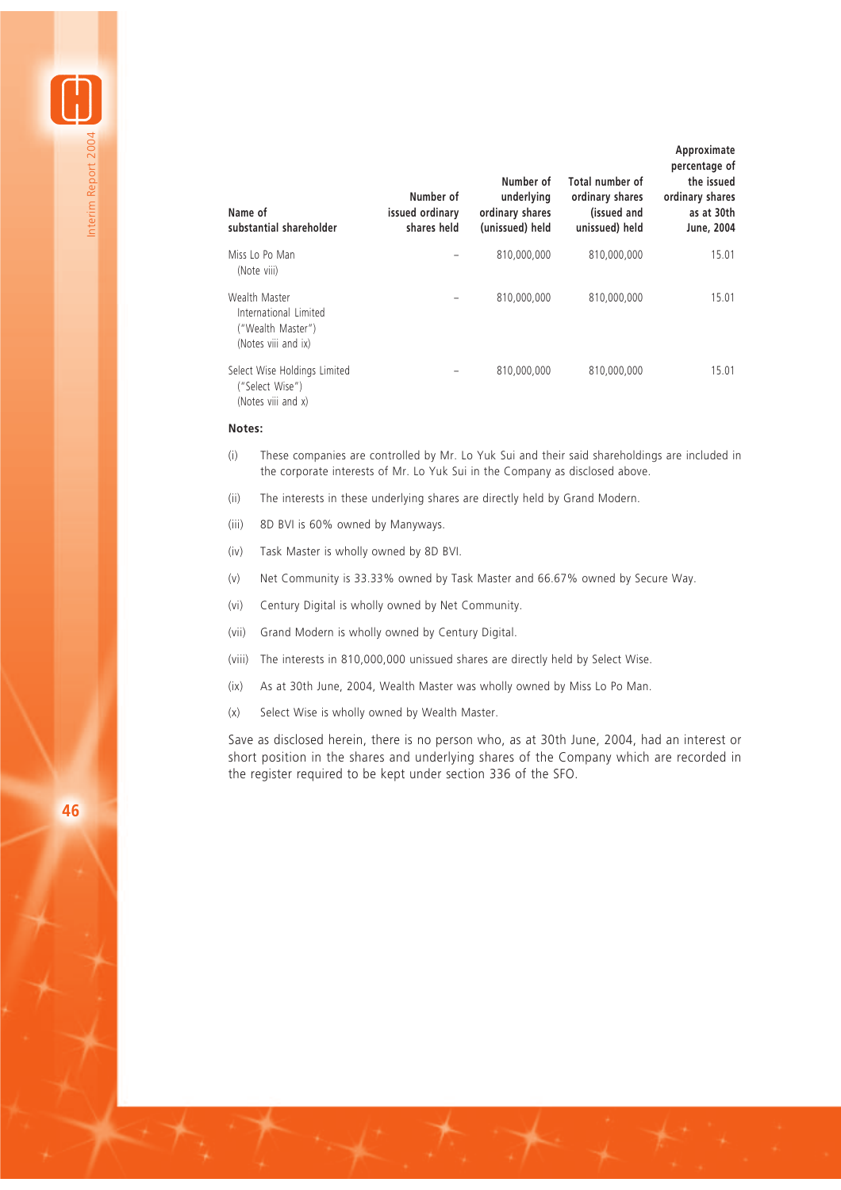| Name of substantial shareholder | Number of issued ordinary shares held | Number of underlying ordinary shares (unissued) held | Total number of ordinary shares (issued and unissued) held | Approximate percentage of the issued ordinary shares as at 30th June, 2004 |
|---|---|---|---|---|
| Miss Lo Po Man (Note viii) | – | 810,000,000 | 810,000,000 | 15.01 |
| Wealth Master International Limited ("Wealth Master") (Notes viii and ix) | – | 810,000,000 | 810,000,000 | 15.01 |
| Select Wise Holdings Limited ("Select Wise") (Notes viii and x) | – | 810,000,000 | 810,000,000 | 15.01 |

**Notes:**

(i) These companies are controlled by Mr. Lo Yuk Sui and their said shareholdings are included in the corporate interests of Mr. Lo Yuk Sui in the Company as disclosed above.

(ii) The interests in these underlying shares are directly held by Grand Modern.

(iii) 8D BVI is 60% owned by Manyways.

(iv) Task Master is wholly owned by 8D BVI.

(v) Net Community is 33.33% owned by Task Master and 66.67% owned by Secure Way.

(vi) Century Digital is wholly owned by Net Community.

(vii) Grand Modern is wholly owned by Century Digital.

(viii) The interests in 810,000,000 unissued shares are directly held by Select Wise.

(ix) As at 30th June, 2004, Wealth Master was wholly owned by Miss Lo Po Man.

(x) Select Wise is wholly owned by Wealth Master.

Save as disclosed herein, there is no person who, as at 30th June, 2004, had an interest or short position in the shares and underlying shares of the Company which are recorded in the register required to be kept under section 336 of the SFO.